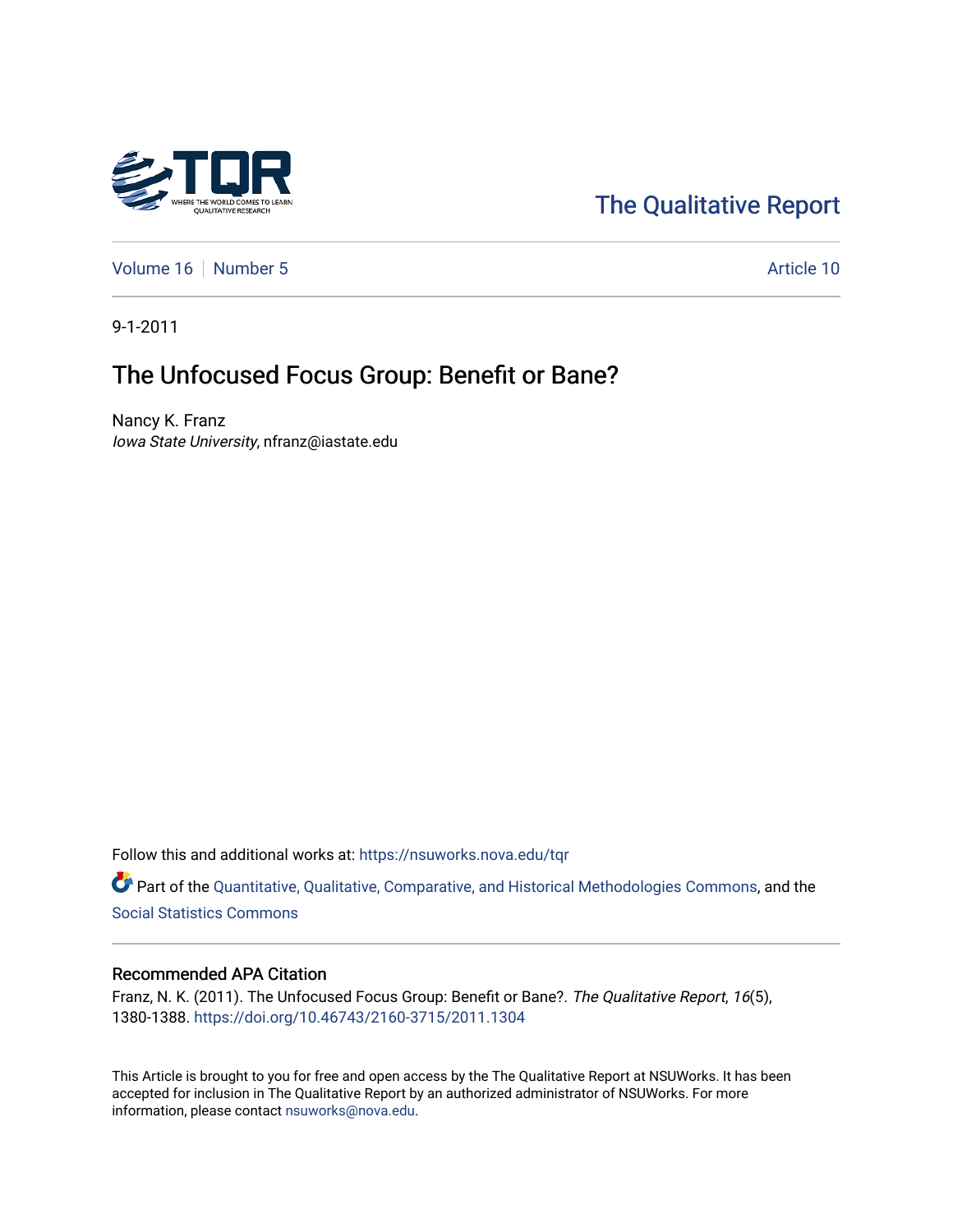The Qualitative Report

Volume 16 | Number 5 | Article 10

9-1-2011

# The Unfocused Focus Group: Benefit or Bane?

Nancy K. Franz
*Iowa State University*, nfranz@iastate.edu

Follow this and additional works at: https://nsuworks.nova.edu/tqr

Part of the Quantitative, Qualitative, Comparative, and Historical Methodologies Commons, and the Social Statistics Commons

## Recommended APA Citation

Franz, N. K. (2011). The Unfocused Focus Group: Benefit or Bane?. *The Qualitative Report*, *16*(5), 1380-1388. https://doi.org/10.46743/2160-3715/2011.1304

This Article is brought to you for free and open access by the The Qualitative Report at NSUWorks. It has been accepted for inclusion in The Qualitative Report by an authorized administrator of NSUWorks. For more information, please contact nsuworks@nova.edu.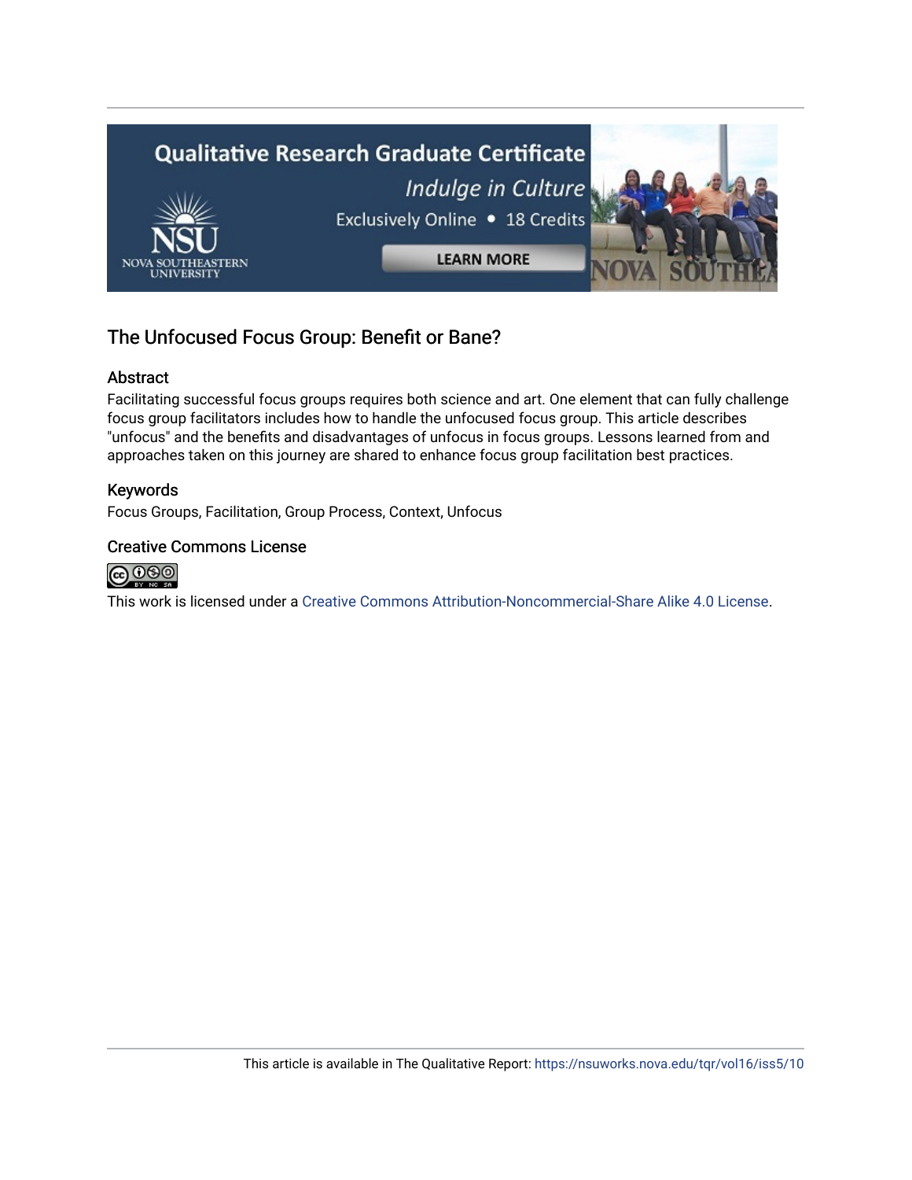## The Unfocused Focus Group: Benefit or Bane?

### Abstract

Facilitating successful focus groups requires both science and art. One element that can fully challenge focus group facilitators includes how to handle the unfocused focus group. This article describes "unfocus" and the benefits and disadvantages of unfocus in focus groups. Lessons learned from and approaches taken on this journey are shared to enhance focus group facilitation best practices.

### Keywords

Focus Groups, Facilitation, Group Process, Context, Unfocus

### Creative Commons License

This work is licensed under a Creative Commons Attribution-Noncommercial-Share Alike 4.0 License.

This article is available in The Qualitative Report: https://nsuworks.nova.edu/tqr/vol16/iss5/10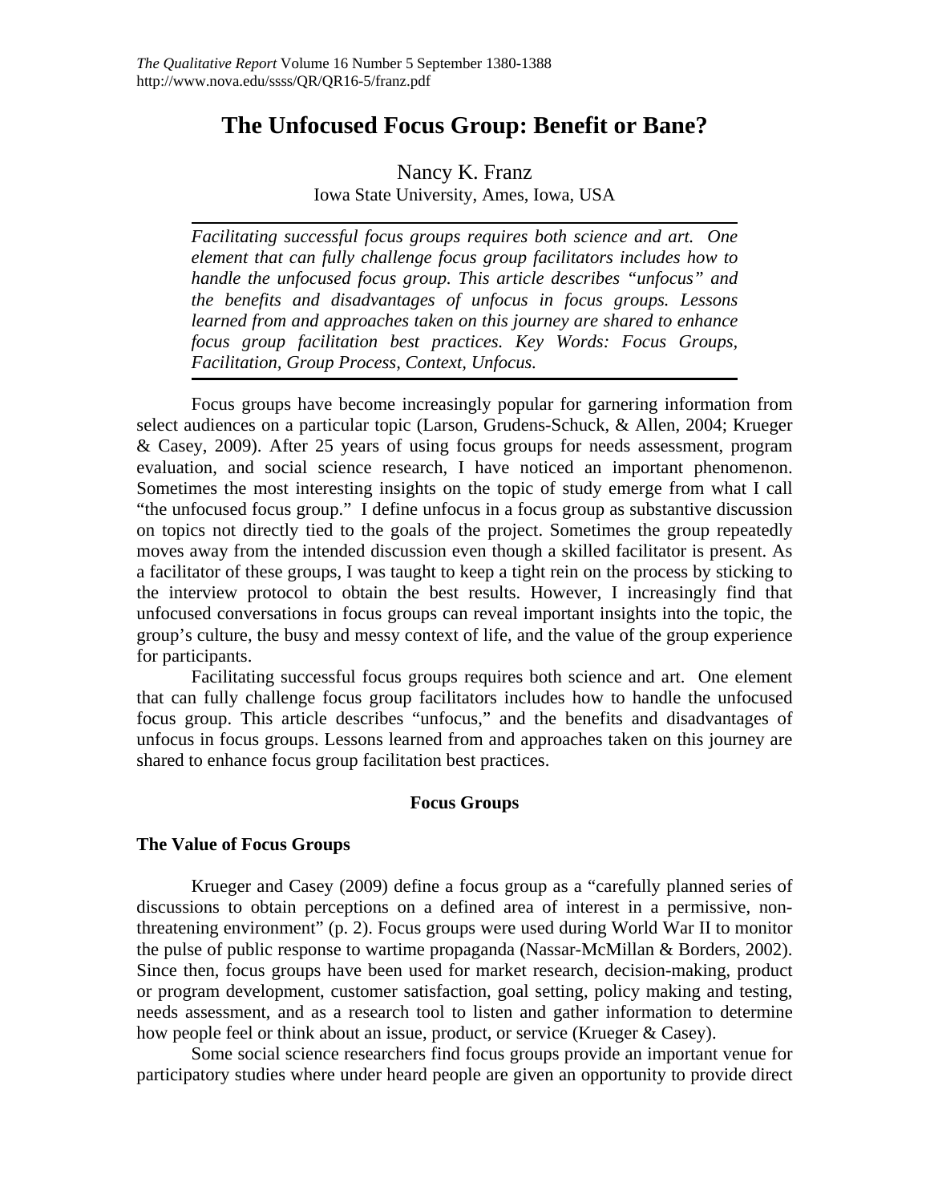# The Unfocused Focus Group: Benefit or Bane?

Nancy K. Franz
Iowa State University, Ames, Iowa, USA

*Facilitating successful focus groups requires both science and art. One element that can fully challenge focus group facilitators includes how to handle the unfocused focus group. This article describes "unfocus" and the benefits and disadvantages of unfocus in focus groups. Lessons learned from and approaches taken on this journey are shared to enhance focus group facilitation best practices. Key Words: Focus Groups, Facilitation, Group Process, Context, Unfocus.*

Focus groups have become increasingly popular for garnering information from select audiences on a particular topic (Larson, Grudens-Schuck, & Allen, 2004; Krueger & Casey, 2009). After 25 years of using focus groups for needs assessment, program evaluation, and social science research, I have noticed an important phenomenon. Sometimes the most interesting insights on the topic of study emerge from what I call "the unfocused focus group." I define unfocus in a focus group as substantive discussion on topics not directly tied to the goals of the project. Sometimes the group repeatedly moves away from the intended discussion even though a skilled facilitator is present. As a facilitator of these groups, I was taught to keep a tight rein on the process by sticking to the interview protocol to obtain the best results. However, I increasingly find that unfocused conversations in focus groups can reveal important insights into the topic, the group's culture, the busy and messy context of life, and the value of the group experience for participants.

Facilitating successful focus groups requires both science and art. One element that can fully challenge focus group facilitators includes how to handle the unfocused focus group. This article describes "unfocus," and the benefits and disadvantages of unfocus in focus groups. Lessons learned from and approaches taken on this journey are shared to enhance focus group facilitation best practices.

## Focus Groups

### The Value of Focus Groups

Krueger and Casey (2009) define a focus group as a "carefully planned series of discussions to obtain perceptions on a defined area of interest in a permissive, non-threatening environment" (p. 2). Focus groups were used during World War II to monitor the pulse of public response to wartime propaganda (Nassar-McMillan & Borders, 2002). Since then, focus groups have been used for market research, decision-making, product or program development, customer satisfaction, goal setting, policy making and testing, needs assessment, and as a research tool to listen and gather information to determine how people feel or think about an issue, product, or service (Krueger & Casey).

Some social science researchers find focus groups provide an important venue for participatory studies where under heard people are given an opportunity to provide direct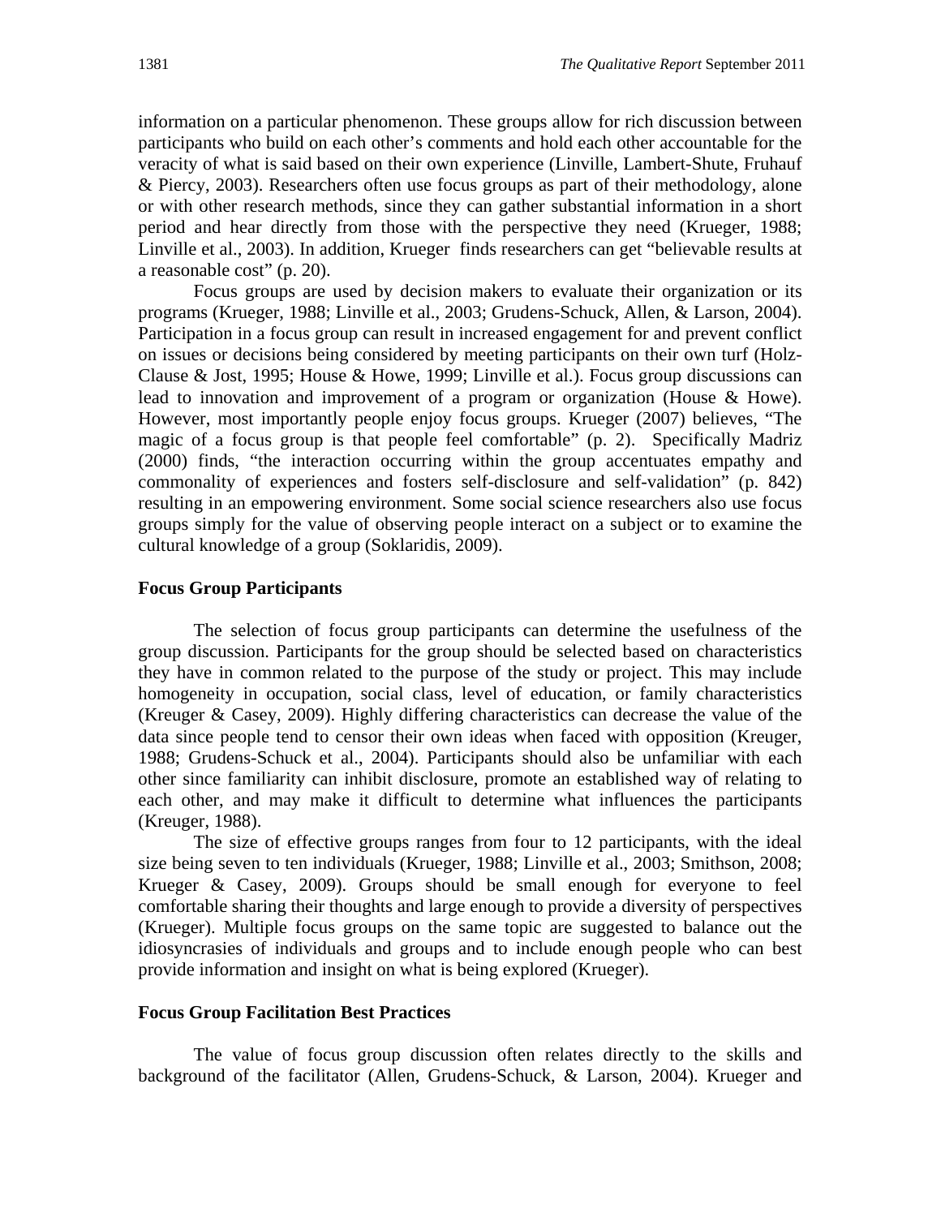information on a particular phenomenon. These groups allow for rich discussion between participants who build on each other's comments and hold each other accountable for the veracity of what is said based on their own experience (Linville, Lambert-Shute, Fruhauf & Piercy, 2003). Researchers often use focus groups as part of their methodology, alone or with other research methods, since they can gather substantial information in a short period and hear directly from those with the perspective they need (Krueger, 1988; Linville et al., 2003). In addition, Krueger finds researchers can get "believable results at a reasonable cost" (p. 20).

Focus groups are used by decision makers to evaluate their organization or its programs (Krueger, 1988; Linville et al., 2003; Grudens-Schuck, Allen, & Larson, 2004). Participation in a focus group can result in increased engagement for and prevent conflict on issues or decisions being considered by meeting participants on their own turf (Holz-Clause & Jost, 1995; House & Howe, 1999; Linville et al.). Focus group discussions can lead to innovation and improvement of a program or organization (House & Howe). However, most importantly people enjoy focus groups. Krueger (2007) believes, "The magic of a focus group is that people feel comfortable" (p. 2). Specifically Madriz (2000) finds, "the interaction occurring within the group accentuates empathy and commonality of experiences and fosters self-disclosure and self-validation" (p. 842) resulting in an empowering environment. Some social science researchers also use focus groups simply for the value of observing people interact on a subject or to examine the cultural knowledge of a group (Soklaridis, 2009).

### Focus Group Participants

The selection of focus group participants can determine the usefulness of the group discussion. Participants for the group should be selected based on characteristics they have in common related to the purpose of the study or project. This may include homogeneity in occupation, social class, level of education, or family characteristics (Kreuger & Casey, 2009). Highly differing characteristics can decrease the value of the data since people tend to censor their own ideas when faced with opposition (Kreuger, 1988; Grudens-Schuck et al., 2004). Participants should also be unfamiliar with each other since familiarity can inhibit disclosure, promote an established way of relating to each other, and may make it difficult to determine what influences the participants (Kreuger, 1988).

The size of effective groups ranges from four to 12 participants, with the ideal size being seven to ten individuals (Krueger, 1988; Linville et al., 2003; Smithson, 2008; Krueger & Casey, 2009). Groups should be small enough for everyone to feel comfortable sharing their thoughts and large enough to provide a diversity of perspectives (Krueger). Multiple focus groups on the same topic are suggested to balance out the idiosyncrasies of individuals and groups and to include enough people who can best provide information and insight on what is being explored (Krueger).

### Focus Group Facilitation Best Practices

The value of focus group discussion often relates directly to the skills and background of the facilitator (Allen, Grudens-Schuck, & Larson, 2004). Krueger and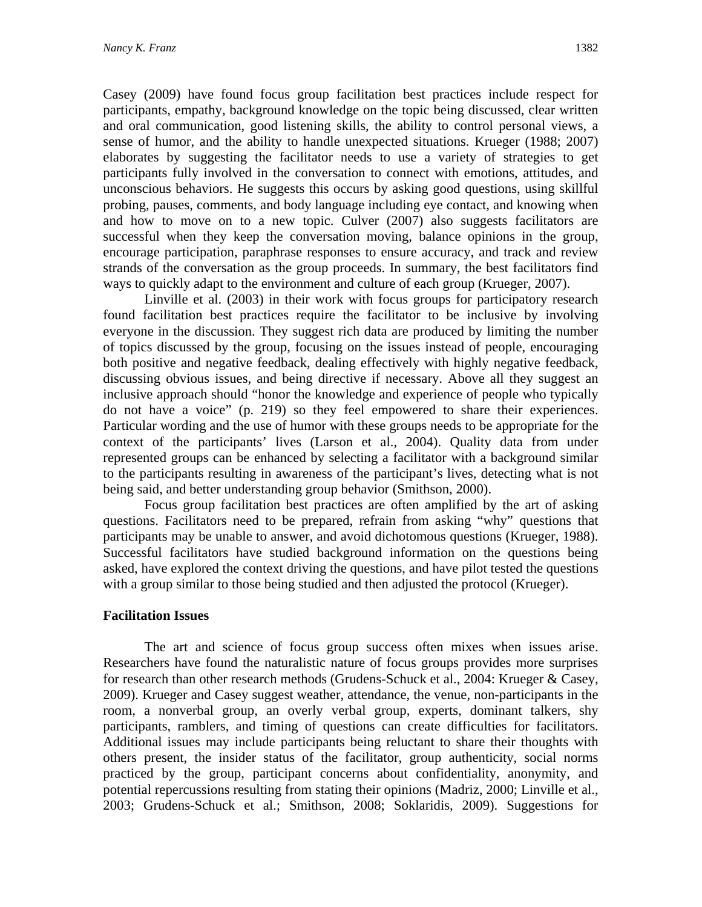Casey (2009) have found focus group facilitation best practices include respect for participants, empathy, background knowledge on the topic being discussed, clear written and oral communication, good listening skills, the ability to control personal views, a sense of humor, and the ability to handle unexpected situations. Krueger (1988; 2007) elaborates by suggesting the facilitator needs to use a variety of strategies to get participants fully involved in the conversation to connect with emotions, attitudes, and unconscious behaviors. He suggests this occurs by asking good questions, using skillful probing, pauses, comments, and body language including eye contact, and knowing when and how to move on to a new topic. Culver (2007) also suggests facilitators are successful when they keep the conversation moving, balance opinions in the group, encourage participation, paraphrase responses to ensure accuracy, and track and review strands of the conversation as the group proceeds. In summary, the best facilitators find ways to quickly adapt to the environment and culture of each group (Krueger, 2007).

Linville et al. (2003) in their work with focus groups for participatory research found facilitation best practices require the facilitator to be inclusive by involving everyone in the discussion. They suggest rich data are produced by limiting the number of topics discussed by the group, focusing on the issues instead of people, encouraging both positive and negative feedback, dealing effectively with highly negative feedback, discussing obvious issues, and being directive if necessary. Above all they suggest an inclusive approach should "honor the knowledge and experience of people who typically do not have a voice" (p. 219) so they feel empowered to share their experiences. Particular wording and the use of humor with these groups needs to be appropriate for the context of the participants' lives (Larson et al., 2004). Quality data from under represented groups can be enhanced by selecting a facilitator with a background similar to the participants resulting in awareness of the participant's lives, detecting what is not being said, and better understanding group behavior (Smithson, 2000).

Focus group facilitation best practices are often amplified by the art of asking questions. Facilitators need to be prepared, refrain from asking "why" questions that participants may be unable to answer, and avoid dichotomous questions (Krueger, 1988). Successful facilitators have studied background information on the questions being asked, have explored the context driving the questions, and have pilot tested the questions with a group similar to those being studied and then adjusted the protocol (Krueger).

**Facilitation Issues**

The art and science of focus group success often mixes when issues arise. Researchers have found the naturalistic nature of focus groups provides more surprises for research than other research methods (Grudens-Schuck et al., 2004: Krueger & Casey, 2009). Krueger and Casey suggest weather, attendance, the venue, non-participants in the room, a nonverbal group, an overly verbal group, experts, dominant talkers, shy participants, ramblers, and timing of questions can create difficulties for facilitators. Additional issues may include participants being reluctant to share their thoughts with others present, the insider status of the facilitator, group authenticity, social norms practiced by the group, participant concerns about confidentiality, anonymity, and potential repercussions resulting from stating their opinions (Madriz, 2000; Linville et al., 2003; Grudens-Schuck et al.; Smithson, 2008; Soklaridis, 2009). Suggestions for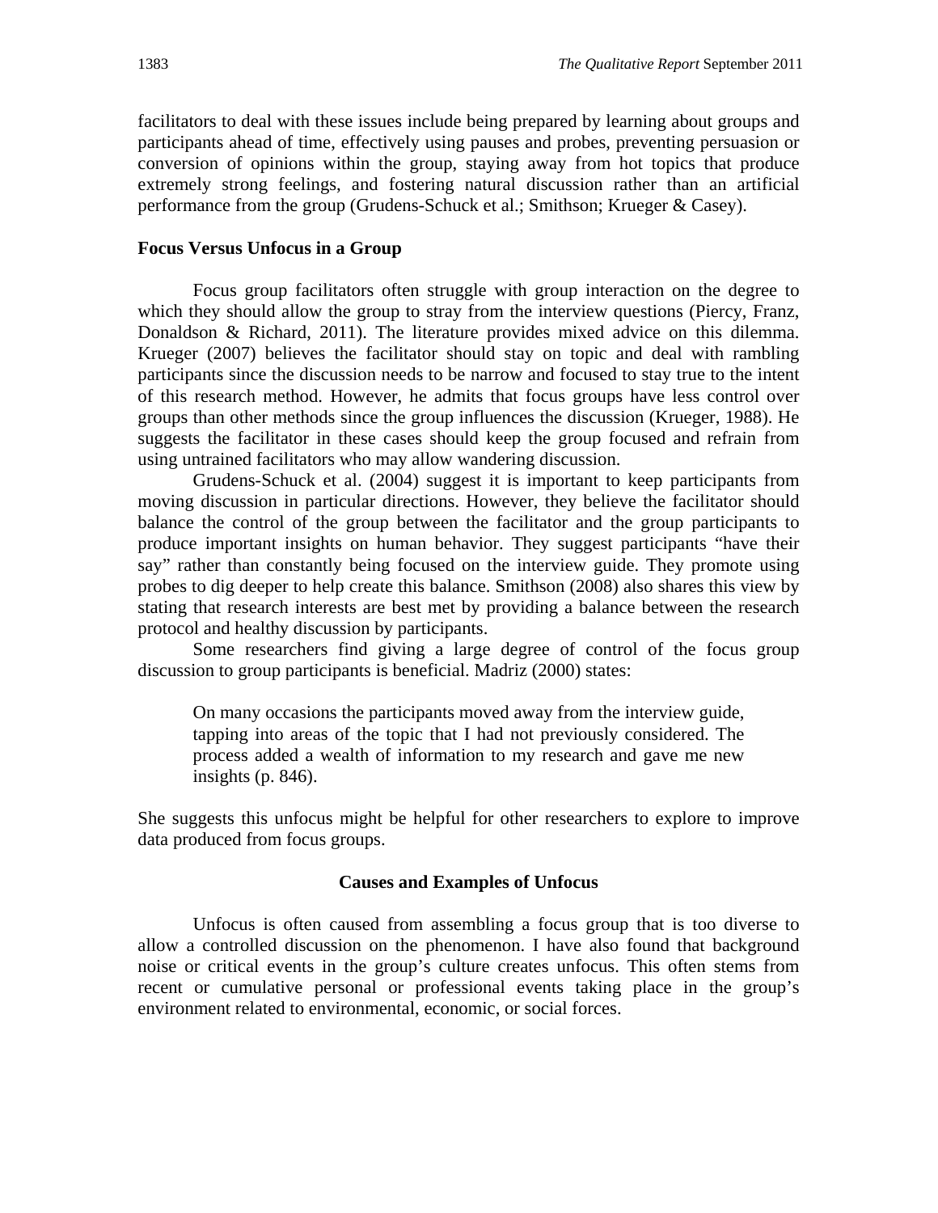facilitators to deal with these issues include being prepared by learning about groups and participants ahead of time, effectively using pauses and probes, preventing persuasion or conversion of opinions within the group, staying away from hot topics that produce extremely strong feelings, and fostering natural discussion rather than an artificial performance from the group (Grudens-Schuck et al.; Smithson; Krueger & Casey).

### Focus Versus Unfocus in a Group

Focus group facilitators often struggle with group interaction on the degree to which they should allow the group to stray from the interview questions (Piercy, Franz, Donaldson & Richard, 2011). The literature provides mixed advice on this dilemma. Krueger (2007) believes the facilitator should stay on topic and deal with rambling participants since the discussion needs to be narrow and focused to stay true to the intent of this research method. However, he admits that focus groups have less control over groups than other methods since the group influences the discussion (Krueger, 1988). He suggests the facilitator in these cases should keep the group focused and refrain from using untrained facilitators who may allow wandering discussion.

Grudens-Schuck et al. (2004) suggest it is important to keep participants from moving discussion in particular directions. However, they believe the facilitator should balance the control of the group between the facilitator and the group participants to produce important insights on human behavior. They suggest participants "have their say" rather than constantly being focused on the interview guide. They promote using probes to dig deeper to help create this balance. Smithson (2008) also shares this view by stating that research interests are best met by providing a balance between the research protocol and healthy discussion by participants.

Some researchers find giving a large degree of control of the focus group discussion to group participants is beneficial. Madriz (2000) states:

> On many occasions the participants moved away from the interview guide, tapping into areas of the topic that I had not previously considered. The process added a wealth of information to my research and gave me new insights (p. 846).

She suggests this unfocus might be helpful for other researchers to explore to improve data produced from focus groups.

## Causes and Examples of Unfocus

Unfocus is often caused from assembling a focus group that is too diverse to allow a controlled discussion on the phenomenon. I have also found that background noise or critical events in the group's culture creates unfocus. This often stems from recent or cumulative personal or professional events taking place in the group's environment related to environmental, economic, or social forces.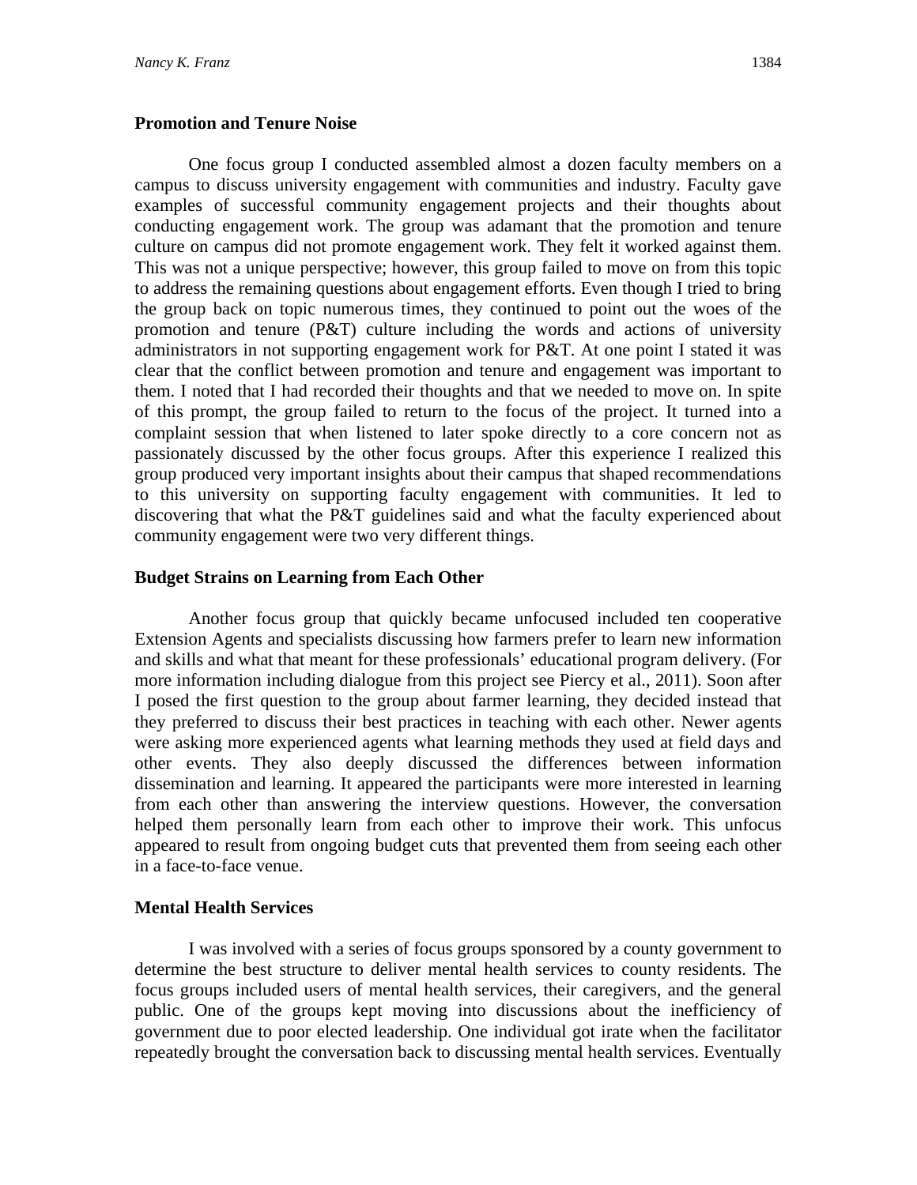### Promotion and Tenure Noise

One focus group I conducted assembled almost a dozen faculty members on a campus to discuss university engagement with communities and industry. Faculty gave examples of successful community engagement projects and their thoughts about conducting engagement work. The group was adamant that the promotion and tenure culture on campus did not promote engagement work. They felt it worked against them. This was not a unique perspective; however, this group failed to move on from this topic to address the remaining questions about engagement efforts. Even though I tried to bring the group back on topic numerous times, they continued to point out the woes of the promotion and tenure (P&T) culture including the words and actions of university administrators in not supporting engagement work for P&T. At one point I stated it was clear that the conflict between promotion and tenure and engagement was important to them. I noted that I had recorded their thoughts and that we needed to move on. In spite of this prompt, the group failed to return to the focus of the project. It turned into a complaint session that when listened to later spoke directly to a core concern not as passionately discussed by the other focus groups. After this experience I realized this group produced very important insights about their campus that shaped recommendations to this university on supporting faculty engagement with communities. It led to discovering that what the P&T guidelines said and what the faculty experienced about community engagement were two very different things.

### Budget Strains on Learning from Each Other

Another focus group that quickly became unfocused included ten cooperative Extension Agents and specialists discussing how farmers prefer to learn new information and skills and what that meant for these professionals' educational program delivery. (For more information including dialogue from this project see Piercy et al., 2011). Soon after I posed the first question to the group about farmer learning, they decided instead that they preferred to discuss their best practices in teaching with each other. Newer agents were asking more experienced agents what learning methods they used at field days and other events. They also deeply discussed the differences between information dissemination and learning. It appeared the participants were more interested in learning from each other than answering the interview questions. However, the conversation helped them personally learn from each other to improve their work. This unfocus appeared to result from ongoing budget cuts that prevented them from seeing each other in a face-to-face venue.

### Mental Health Services

I was involved with a series of focus groups sponsored by a county government to determine the best structure to deliver mental health services to county residents. The focus groups included users of mental health services, their caregivers, and the general public. One of the groups kept moving into discussions about the inefficiency of government due to poor elected leadership. One individual got irate when the facilitator repeatedly brought the conversation back to discussing mental health services. Eventually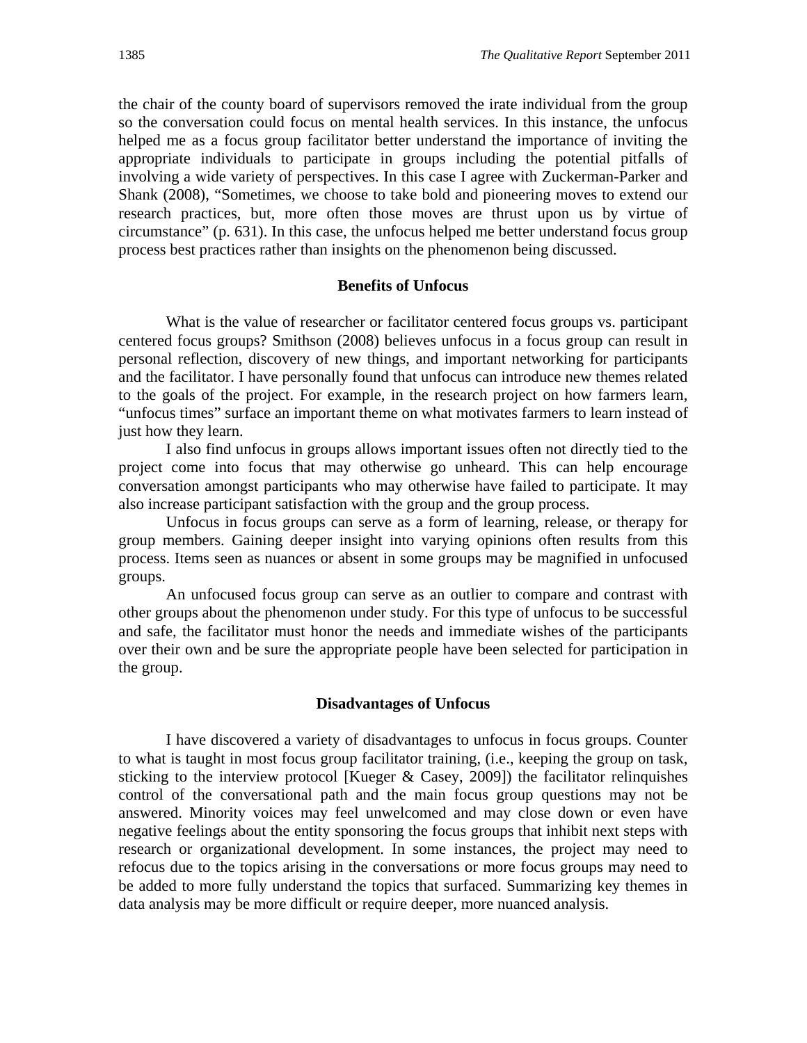the chair of the county board of supervisors removed the irate individual from the group so the conversation could focus on mental health services. In this instance, the unfocus helped me as a focus group facilitator better understand the importance of inviting the appropriate individuals to participate in groups including the potential pitfalls of involving a wide variety of perspectives. In this case I agree with Zuckerman-Parker and Shank (2008), "Sometimes, we choose to take bold and pioneering moves to extend our research practices, but, more often those moves are thrust upon us by virtue of circumstance" (p. 631). In this case, the unfocus helped me better understand focus group process best practices rather than insights on the phenomenon being discussed.

### Benefits of Unfocus

What is the value of researcher or facilitator centered focus groups vs. participant centered focus groups? Smithson (2008) believes unfocus in a focus group can result in personal reflection, discovery of new things, and important networking for participants and the facilitator. I have personally found that unfocus can introduce new themes related to the goals of the project. For example, in the research project on how farmers learn, "unfocus times" surface an important theme on what motivates farmers to learn instead of just how they learn.

I also find unfocus in groups allows important issues often not directly tied to the project come into focus that may otherwise go unheard. This can help encourage conversation amongst participants who may otherwise have failed to participate. It may also increase participant satisfaction with the group and the group process.

Unfocus in focus groups can serve as a form of learning, release, or therapy for group members. Gaining deeper insight into varying opinions often results from this process. Items seen as nuances or absent in some groups may be magnified in unfocused groups.

An unfocused focus group can serve as an outlier to compare and contrast with other groups about the phenomenon under study. For this type of unfocus to be successful and safe, the facilitator must honor the needs and immediate wishes of the participants over their own and be sure the appropriate people have been selected for participation in the group.

### Disadvantages of Unfocus

I have discovered a variety of disadvantages to unfocus in focus groups. Counter to what is taught in most focus group facilitator training, (i.e., keeping the group on task, sticking to the interview protocol [Kueger & Casey, 2009]) the facilitator relinquishes control of the conversational path and the main focus group questions may not be answered. Minority voices may feel unwelcomed and may close down or even have negative feelings about the entity sponsoring the focus groups that inhibit next steps with research or organizational development. In some instances, the project may need to refocus due to the topics arising in the conversations or more focus groups may need to be added to more fully understand the topics that surfaced. Summarizing key themes in data analysis may be more difficult or require deeper, more nuanced analysis.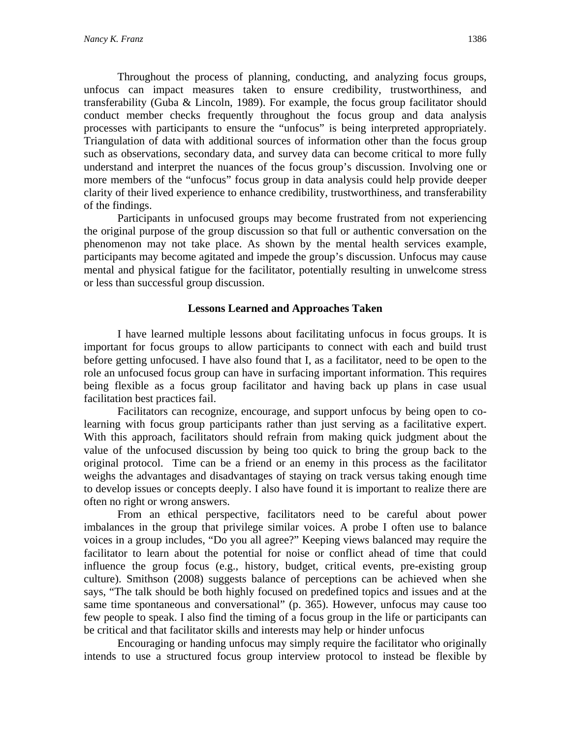Throughout the process of planning, conducting, and analyzing focus groups, unfocus can impact measures taken to ensure credibility, trustworthiness, and transferability (Guba & Lincoln, 1989). For example, the focus group facilitator should conduct member checks frequently throughout the focus group and data analysis processes with participants to ensure the "unfocus" is being interpreted appropriately. Triangulation of data with additional sources of information other than the focus group such as observations, secondary data, and survey data can become critical to more fully understand and interpret the nuances of the focus group's discussion. Involving one or more members of the "unfocus" focus group in data analysis could help provide deeper clarity of their lived experience to enhance credibility, trustworthiness, and transferability of the findings.

Participants in unfocused groups may become frustrated from not experiencing the original purpose of the group discussion so that full or authentic conversation on the phenomenon may not take place. As shown by the mental health services example, participants may become agitated and impede the group's discussion. Unfocus may cause mental and physical fatigue for the facilitator, potentially resulting in unwelcome stress or less than successful group discussion.

## Lessons Learned and Approaches Taken

I have learned multiple lessons about facilitating unfocus in focus groups. It is important for focus groups to allow participants to connect with each and build trust before getting unfocused. I have also found that I, as a facilitator, need to be open to the role an unfocused focus group can have in surfacing important information. This requires being flexible as a focus group facilitator and having back up plans in case usual facilitation best practices fail.

Facilitators can recognize, encourage, and support unfocus by being open to co-learning with focus group participants rather than just serving as a facilitative expert. With this approach, facilitators should refrain from making quick judgment about the value of the unfocused discussion by being too quick to bring the group back to the original protocol. Time can be a friend or an enemy in this process as the facilitator weighs the advantages and disadvantages of staying on track versus taking enough time to develop issues or concepts deeply. I also have found it is important to realize there are often no right or wrong answers.

From an ethical perspective, facilitators need to be careful about power imbalances in the group that privilege similar voices. A probe I often use to balance voices in a group includes, "Do you all agree?" Keeping views balanced may require the facilitator to learn about the potential for noise or conflict ahead of time that could influence the group focus (e.g., history, budget, critical events, pre-existing group culture). Smithson (2008) suggests balance of perceptions can be achieved when she says, "The talk should be both highly focused on predefined topics and issues and at the same time spontaneous and conversational" (p. 365). However, unfocus may cause too few people to speak. I also find the timing of a focus group in the life or participants can be critical and that facilitator skills and interests may help or hinder unfocus

Encouraging or handing unfocus may simply require the facilitator who originally intends to use a structured focus group interview protocol to instead be flexible by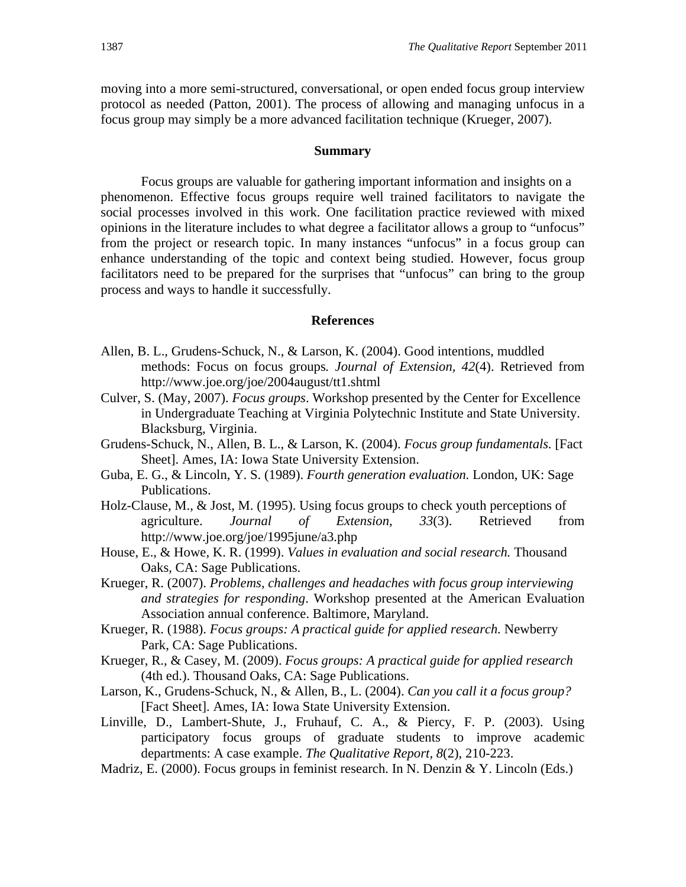moving into a more semi-structured, conversational, or open ended focus group interview protocol as needed (Patton, 2001). The process of allowing and managing unfocus in a focus group may simply be a more advanced facilitation technique (Krueger, 2007).

## Summary

Focus groups are valuable for gathering important information and insights on a phenomenon. Effective focus groups require well trained facilitators to navigate the social processes involved in this work. One facilitation practice reviewed with mixed opinions in the literature includes to what degree a facilitator allows a group to "unfocus" from the project or research topic. In many instances "unfocus" in a focus group can enhance understanding of the topic and context being studied. However, focus group facilitators need to be prepared for the surprises that "unfocus" can bring to the group process and ways to handle it successfully.

## References

Allen, B. L., Grudens-Schuck, N., & Larson, K. (2004). Good intentions, muddled methods: Focus on focus groups. *Journal of Extension, 42*(4). Retrieved from http://www.joe.org/joe/2004august/tt1.shtml

Culver, S. (May, 2007). *Focus groups*. Workshop presented by the Center for Excellence in Undergraduate Teaching at Virginia Polytechnic Institute and State University. Blacksburg, Virginia.

Grudens-Schuck, N., Allen, B. L., & Larson, K. (2004). *Focus group fundamentals.* [Fact Sheet]. Ames, IA: Iowa State University Extension.

Guba, E. G., & Lincoln, Y. S. (1989). *Fourth generation evaluation.* London, UK: Sage Publications.

Holz-Clause, M., & Jost, M. (1995). Using focus groups to check youth perceptions of agriculture. *Journal of Extension, 33*(3). Retrieved from http://www.joe.org/joe/1995june/a3.php

House, E., & Howe, K. R. (1999). *Values in evaluation and social research.* Thousand Oaks, CA: Sage Publications.

Krueger, R. (2007). *Problems, challenges and headaches with focus group interviewing and strategies for responding*. Workshop presented at the American Evaluation Association annual conference. Baltimore, Maryland.

Krueger, R. (1988). *Focus groups: A practical guide for applied research.* Newberry Park, CA: Sage Publications.

Krueger, R., & Casey, M. (2009). *Focus groups: A practical guide for applied research* (4th ed.). Thousand Oaks, CA: Sage Publications.

Larson, K., Grudens-Schuck, N., & Allen, B., L. (2004). *Can you call it a focus group?* [Fact Sheet]. Ames, IA: Iowa State University Extension.

Linville, D., Lambert-Shute, J., Fruhauf, C. A., & Piercy, F. P. (2003). Using participatory focus groups of graduate students to improve academic departments: A case example. *The Qualitative Report, 8*(2), 210-223.

Madriz, E. (2000). Focus groups in feminist research. In N. Denzin & Y. Lincoln (Eds.)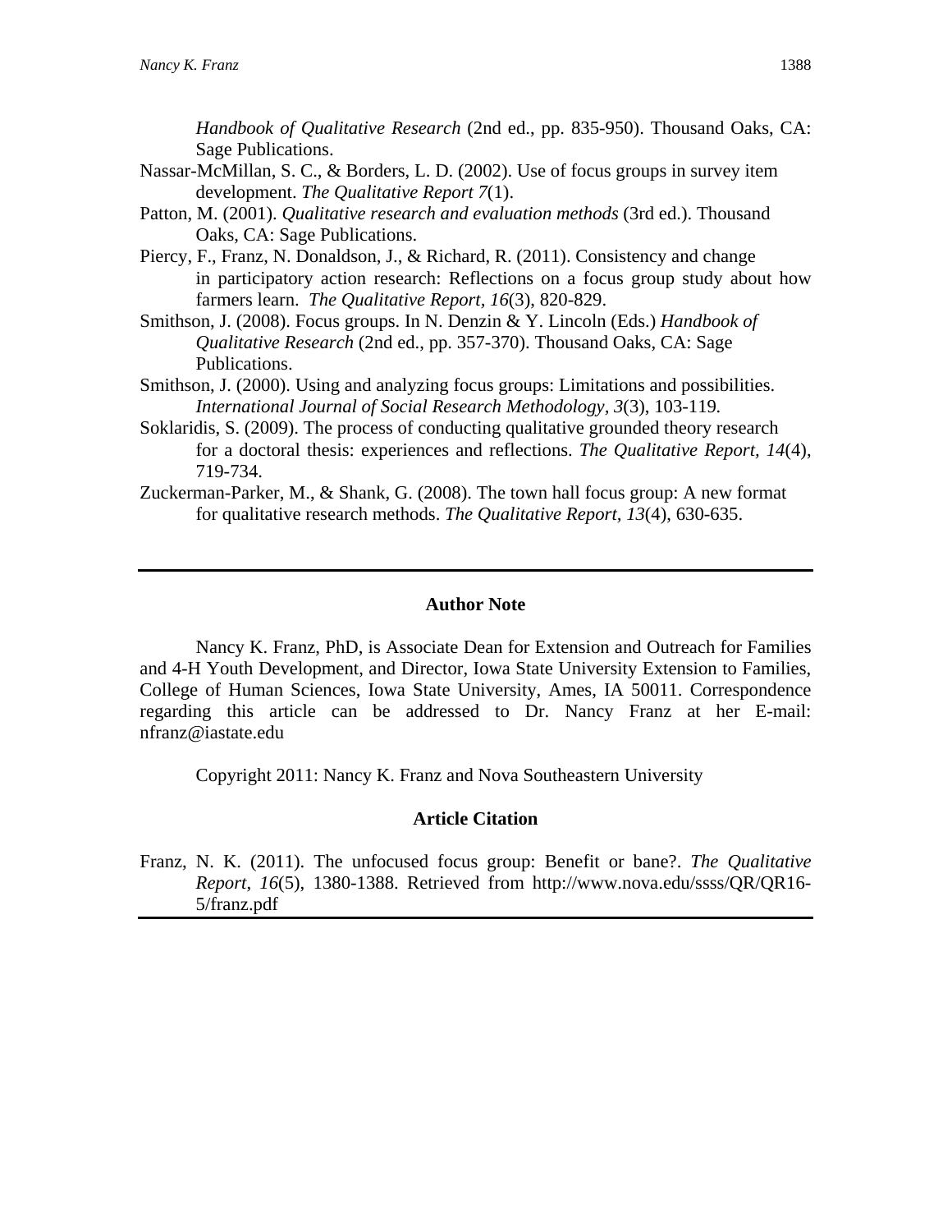*Handbook of Qualitative Research* (2nd ed., pp. 835-950). Thousand Oaks, CA: Sage Publications.

Nassar-McMillan, S. C., & Borders, L. D. (2002). Use of focus groups in survey item development. *The Qualitative Report 7*(1).

Patton, M. (2001). *Qualitative research and evaluation methods* (3rd ed.). Thousand Oaks, CA: Sage Publications.

Piercy, F., Franz, N. Donaldson, J., & Richard, R. (2011). Consistency and change in participatory action research: Reflections on a focus group study about how farmers learn. *The Qualitative Report, 16*(3), 820-829.

Smithson, J. (2008). Focus groups. In N. Denzin & Y. Lincoln (Eds.) *Handbook of Qualitative Research* (2nd ed., pp. 357-370). Thousand Oaks, CA: Sage Publications.

Smithson, J. (2000). Using and analyzing focus groups: Limitations and possibilities. *International Journal of Social Research Methodology, 3*(3), 103-119.

Soklaridis, S. (2009). The process of conducting qualitative grounded theory research for a doctoral thesis: experiences and reflections. *The Qualitative Report, 14*(4), 719-734.

Zuckerman-Parker, M., & Shank, G. (2008). The town hall focus group: A new format for qualitative research methods. *The Qualitative Report*, *13*(4), 630-635.

---

## Author Note

Nancy K. Franz, PhD, is Associate Dean for Extension and Outreach for Families and 4-H Youth Development, and Director, Iowa State University Extension to Families, College of Human Sciences, Iowa State University, Ames, IA 50011. Correspondence regarding this article can be addressed to Dr. Nancy Franz at her E-mail: nfranz@iastate.edu

Copyright 2011: Nancy K. Franz and Nova Southeastern University

## Article Citation

Franz, N. K. (2011). The unfocused focus group: Benefit or bane?. *The Qualitative Report*, *16*(5), 1380-1388. Retrieved from http://www.nova.edu/ssss/QR/QR16-5/franz.pdf